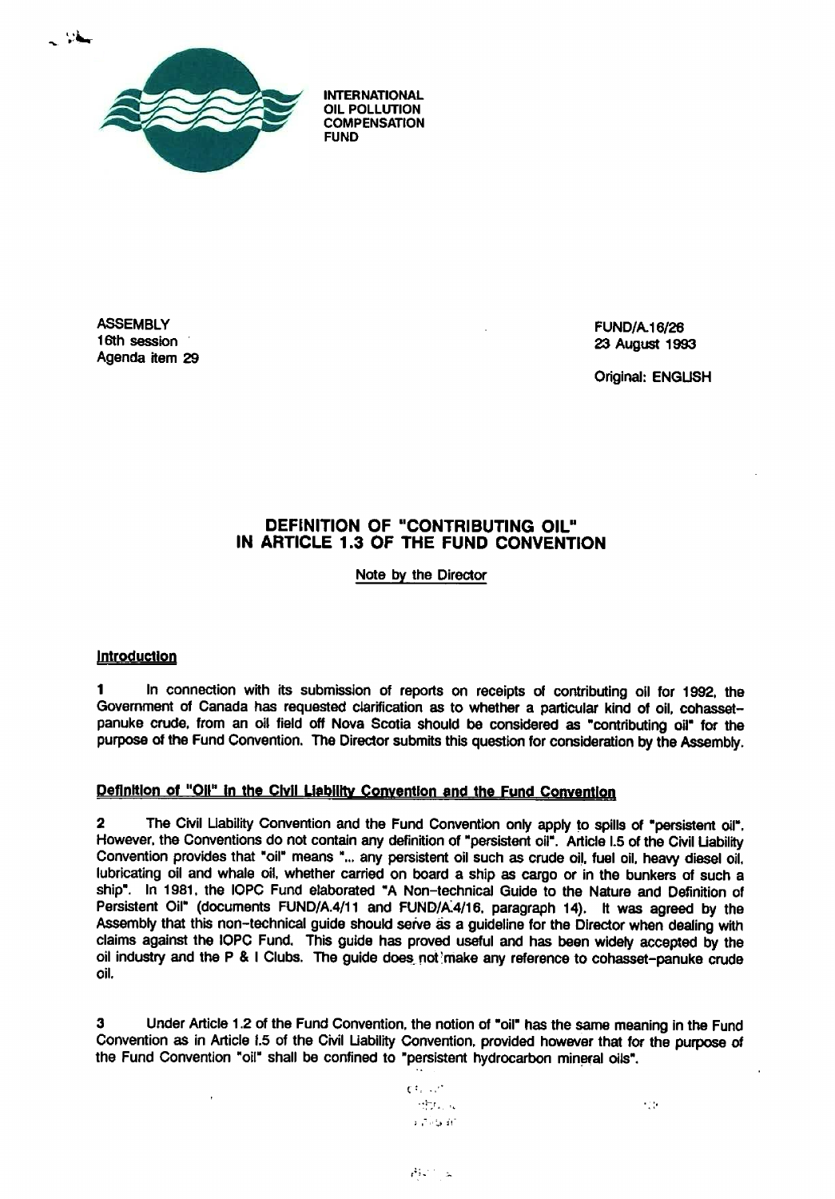INTERNATIONAL OIL POLLUTION COMPENSATION FUND

ASSEMBLY
16th session
Agenda item 29

FUND/A.16/26
23 August 1993

Original: ENGLISH

# DEFINITION OF "CONTRIBUTING OIL" IN ARTICLE 1.3 OF THE FUND CONVENTION

Note by the Director

## Introduction

1 In connection with its submission of reports on receipts of contributing oil for 1992, the Government of Canada has requested clarification as to whether a particular kind of oil, cohasset-panuke crude, from an oil field off Nova Scotia should be considered as "contributing oil" for the purpose of the Fund Convention. The Director submits this question for consideration by the Assembly.

## Definition of "Oil" in the Civil Liability Convention and the Fund Convention

2 The Civil Liability Convention and the Fund Convention only apply to spills of "persistent oil". However, the Conventions do not contain any definition of "persistent oil". Article I.5 of the Civil Liability Convention provides that "oil" means "... any persistent oil such as crude oil, fuel oil, heavy diesel oil, lubricating oil and whale oil, whether carried on board a ship as cargo or in the bunkers of such a ship". In 1981, the IOPC Fund elaborated "A Non-technical Guide to the Nature and Definition of Persistent Oil" (documents FUND/A.4/11 and FUND/A.4/16, paragraph 14). It was agreed by the Assembly that this non-technical guide should serve as a guideline for the Director when dealing with claims against the IOPC Fund. This guide has proved useful and has been widely accepted by the oil industry and the P & I Clubs. The guide does not make any reference to cohasset-panuke crude oil.

3 Under Article 1.2 of the Fund Convention, the notion of "oil" has the same meaning in the Fund Convention as in Article I.5 of the Civil Liability Convention, provided however that for the purpose of the Fund Convention "oil" shall be confined to "persistent hydrocarbon mineral oils".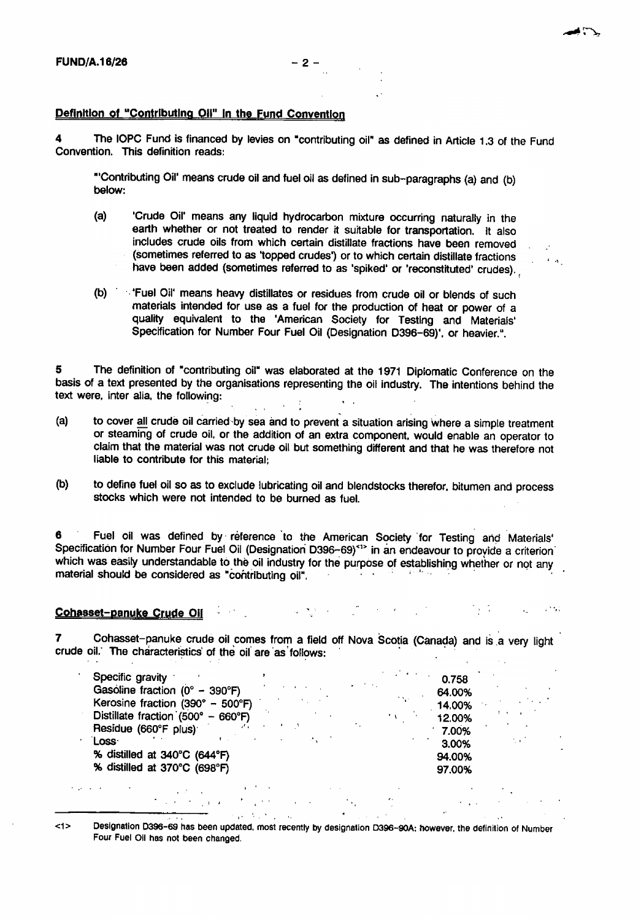## Definition of "Contributing Oil" in the Fund Convention

4 The IOPC Fund is financed by levies on "contributing oil" as defined in Article 1.3 of the Fund Convention. This definition reads:

> "'Contributing Oil' means crude oil and fuel oil as defined in sub-paragraphs (a) and (b) below:
>
> (a) 'Crude Oil' means any liquid hydrocarbon mixture occurring naturally in the earth whether or not treated to render it suitable for transportation. It also includes crude oils from which certain distillate fractions have been removed (sometimes referred to as 'topped crudes') or to which certain distillate fractions have been added (sometimes referred to as 'spiked' or 'reconstituted' crudes).
>
> (b) 'Fuel Oil' means heavy distillates or residues from crude oil or blends of such materials intended for use as a fuel for the production of heat or power of a quality equivalent to the 'American Society for Testing and Materials' Specification for Number Four Fuel Oil (Designation D396-69)', or heavier.".

5 The definition of "contributing oil" was elaborated at the 1971 Diplomatic Conference on the basis of a text presented by the organisations representing the oil industry. The intentions behind the text were, inter alia, the following:

(a) to cover all crude oil carried by sea and to prevent a situation arising where a simple treatment or steaming of crude oil, or the addition of an extra component, would enable an operator to claim that the material was not crude oil but something different and that he was therefore not liable to contribute for this material;

(b) to define fuel oil so as to exclude lubricating oil and blendstocks therefor, bitumen and process stocks which were not intended to be burned as fuel.

6 Fuel oil was defined by reference to the American Society for Testing and Materials' Specification for Number Four Fuel Oil (Designation D396-69)<1> in an endeavour to provide a criterion which was easily understandable to the oil industry for the purpose of establishing whether or not any material should be considered as "contributing oil".

## Cohasset-panuke Crude Oil

7 Cohasset-panuke crude oil comes from a field off Nova Scotia (Canada) and is a very light crude oil. The characteristics of the oil are as follows:

| | |
|---|---|
| Specific gravity | 0.758 |
| Gasoline fraction (0° – 390°F) | 64.00% |
| Kerosine fraction (390° – 500°F) | 14.00% |
| Distillate fraction (500° – 660°F) | 12.00% |
| Residue (660°F plus) | 7.00% |
| Loss | 3.00% |
| % distilled at 340°C (644°F) | 94.00% |
| % distilled at 370°C (698°F) | 97.00% |

---

<1> Designation D396-69 has been updated, most recently by designation D396-90A; however, the definition of Number Four Fuel Oil has not been changed.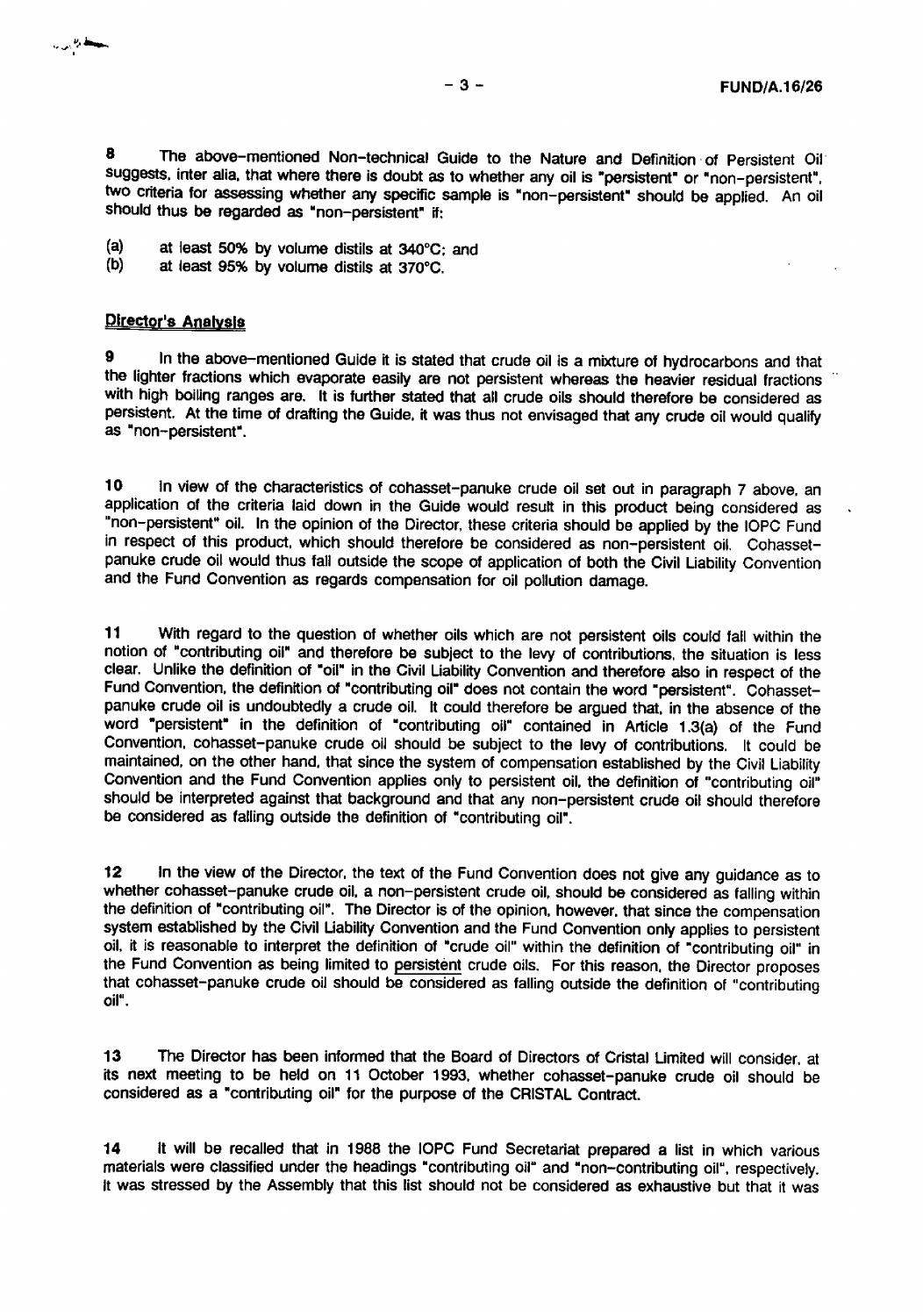8 The above-mentioned Non-technical Guide to the Nature and Definition of Persistent Oil suggests, inter alia, that where there is doubt as to whether any oil is "persistent" or "non-persistent", two criteria for assessing whether any specific sample is "non-persistent" should be applied. An oil should thus be regarded as "non-persistent" if:

(a) at least 50% by volume distils at 340°C; and
(b) at least 95% by volume distils at 370°C.

## Director's Analysis

9 In the above-mentioned Guide it is stated that crude oil is a mixture of hydrocarbons and that the lighter fractions which evaporate easily are not persistent whereas the heavier residual fractions with high boiling ranges are. It is further stated that all crude oils should therefore be considered as persistent. At the time of drafting the Guide, it was thus not envisaged that any crude oil would qualify as "non-persistent".

10 In view of the characteristics of cohasset-panuke crude oil set out in paragraph 7 above, an application of the criteria laid down in the Guide would result in this product being considered as "non-persistent" oil. In the opinion of the Director, these criteria should be applied by the IOPC Fund in respect of this product, which should therefore be considered as non-persistent oil. Cohasset-panuke crude oil would thus fall outside the scope of application of both the Civil Liability Convention and the Fund Convention as regards compensation for oil pollution damage.

11 With regard to the question of whether oils which are not persistent oils could fall within the notion of "contributing oil" and therefore be subject to the levy of contributions, the situation is less clear. Unlike the definition of "oil" in the Civil Liability Convention and therefore also in respect of the Fund Convention, the definition of "contributing oil" does not contain the word "persistent". Cohasset-panuke crude oil is undoubtedly a crude oil. It could therefore be argued that, in the absence of the word "persistent" in the definition of "contributing oil" contained in Article 1.3(a) of the Fund Convention, cohasset-panuke crude oil should be subject to the levy of contributions. It could be maintained, on the other hand, that since the system of compensation established by the Civil Liability Convention and the Fund Convention applies only to persistent oil, the definition of "contributing oil" should be interpreted against that background and that any non-persistent crude oil should therefore be considered as falling outside the definition of "contributing oil".

12 In the view of the Director, the text of the Fund Convention does not give any guidance as to whether cohasset-panuke crude oil, a non-persistent crude oil, should be considered as falling within the definition of "contributing oil". The Director is of the opinion, however, that since the compensation system established by the Civil Liability Convention and the Fund Convention only applies to persistent oil, it is reasonable to interpret the definition of "crude oil" within the definition of "contributing oil" in the Fund Convention as being limited to persistent crude oils. For this reason, the Director proposes that cohasset-panuke crude oil should be considered as falling outside the definition of "contributing oil".

13 The Director has been informed that the Board of Directors of Cristal Limited will consider, at its next meeting to be held on 11 October 1993, whether cohasset-panuke crude oil should be considered as a "contributing oil" for the purpose of the CRISTAL Contract.

14 It will be recalled that in 1988 the IOPC Fund Secretariat prepared a list in which various materials were classified under the headings "contributing oil" and "non-contributing oil", respectively. It was stressed by the Assembly that this list should not be considered as exhaustive but that it was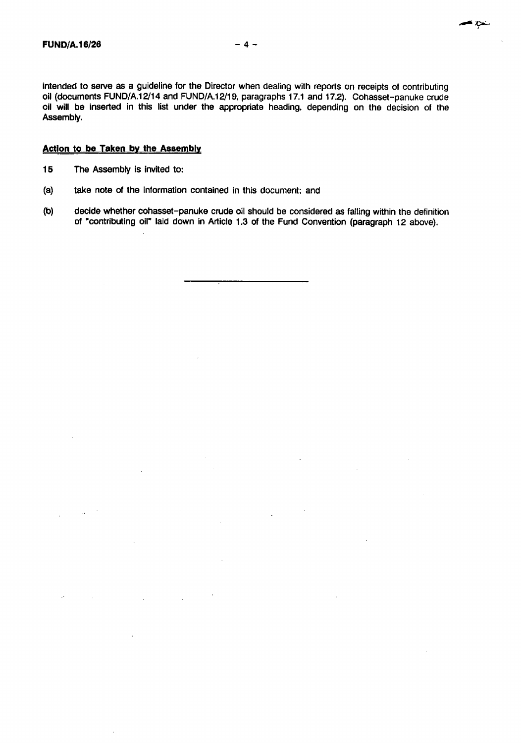intended to serve as a guideline for the Director when dealing with reports on receipts of contributing oil (documents FUND/A.12/14 and FUND/A.12/19, paragraphs 17.1 and 17.2). Cohasset-panuke crude oil will be inserted in this list under the appropriate heading, depending on the decision of the Assembly.

**Action to be Taken by the Assembly**

15 The Assembly is invited to:

(a) take note of the information contained in this document; and

(b) decide whether cohasset-panuke crude oil should be considered as falling within the definition of "contributing oil" laid down in Article 1.3 of the Fund Convention (paragraph 12 above).